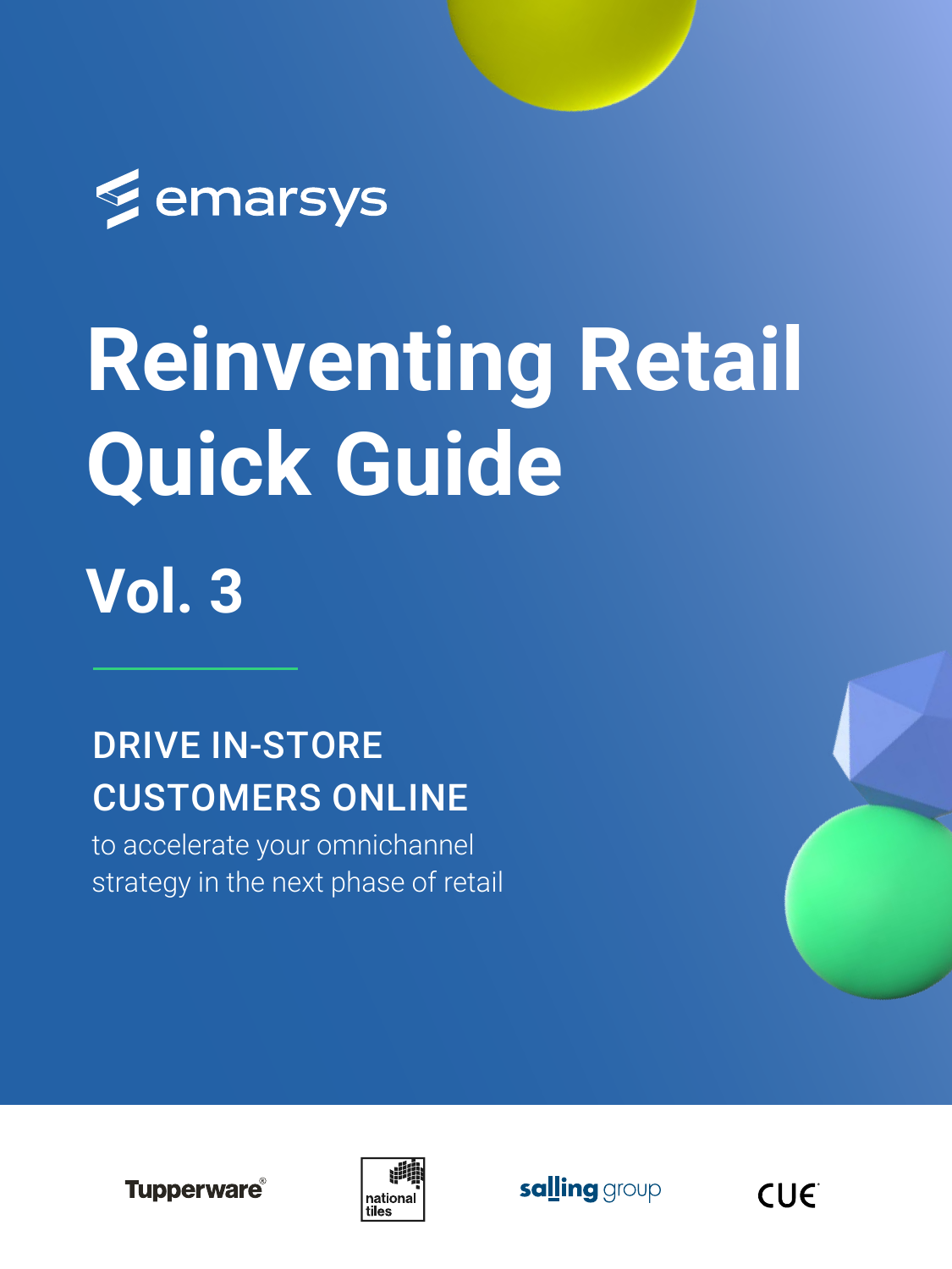emarsys

# Reinventing Retail Quick Guide

## Vol. 3

### DRIVE IN-STORE CUSTOMERS ONLINE

to accelerate your omnichannel strategy in the next phase of retail

Tupperware® | national tiles | salling group | CUE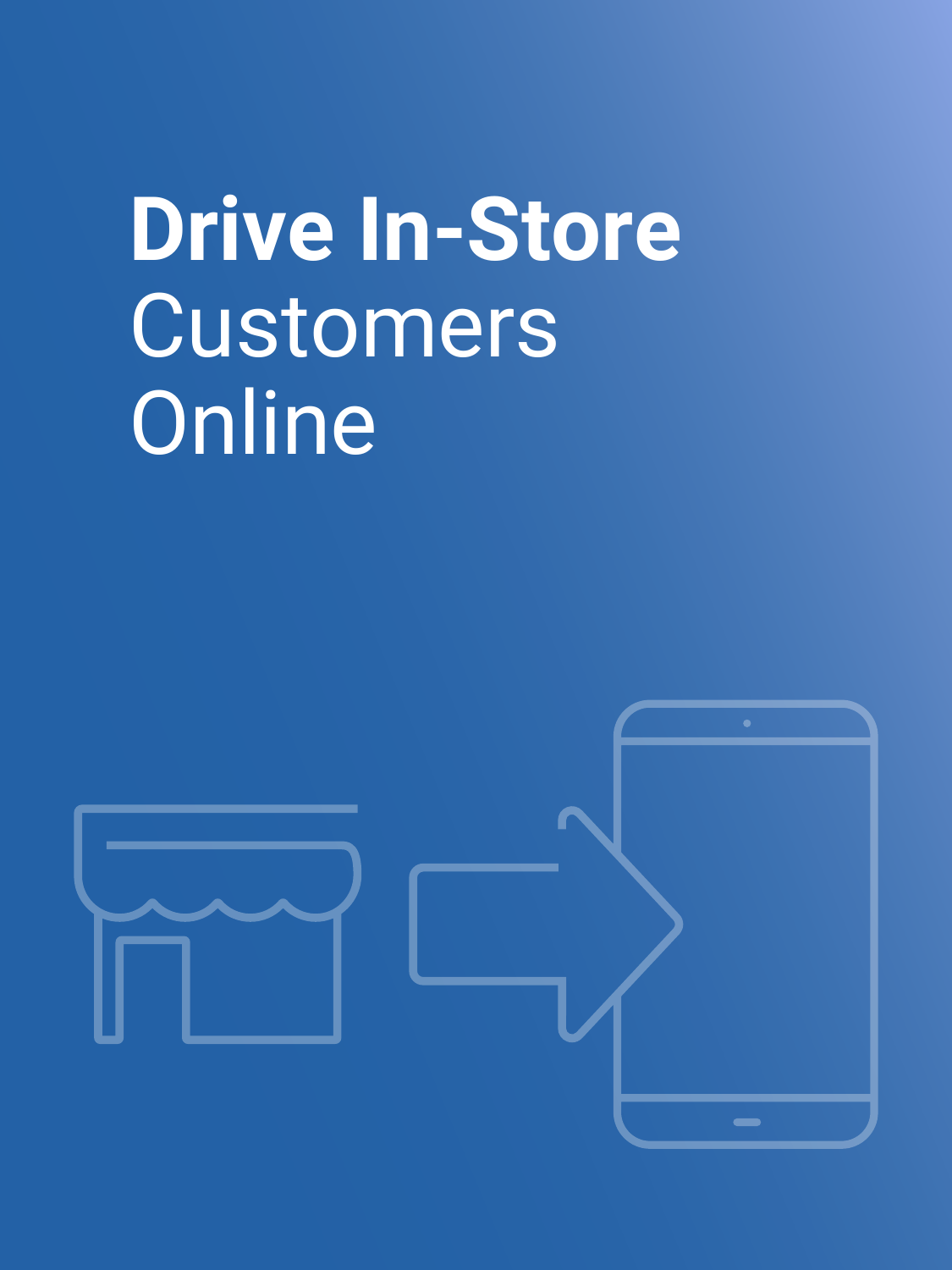# **Drive In-Store** Customers Online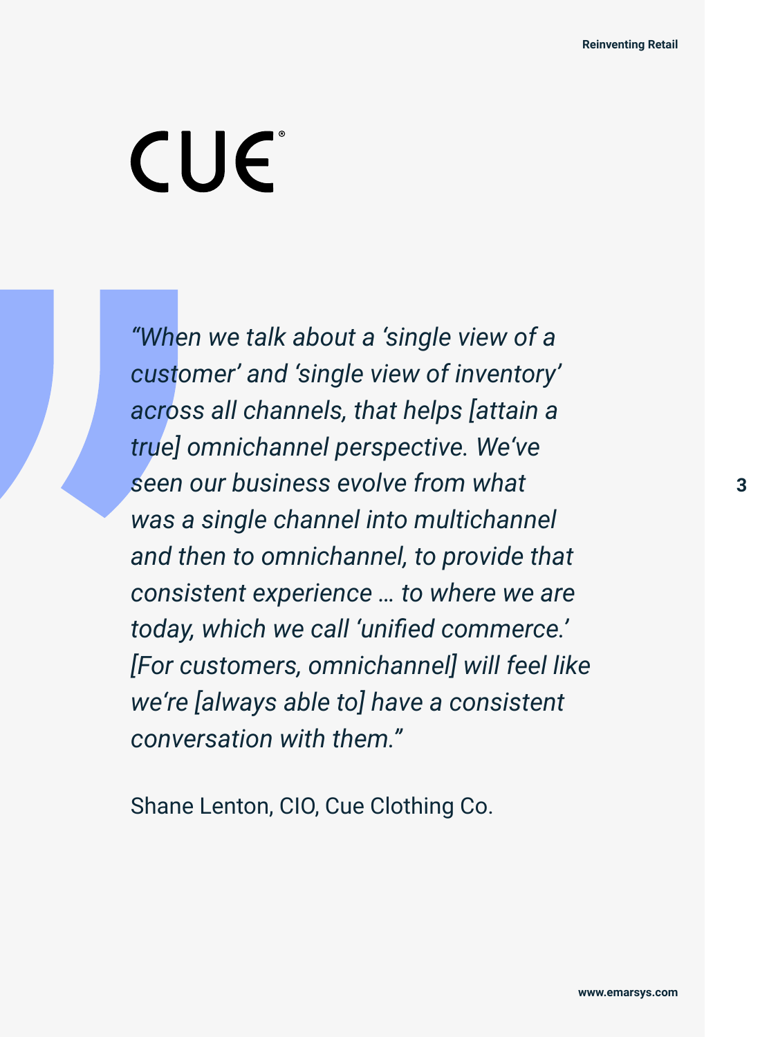CUE®

*"When we talk about a 'single view of a customer' and 'single view of inventory' across all channels, that helps [attain a true] omnichannel perspective. We've seen our business evolve from what was a single channel into multichannel and then to omnichannel, to provide that consistent experience … to where we are today, which we call 'unified commerce.' [For customers, omnichannel] will feel like we're [always able to] have a consistent conversation with them."*

Shane Lenton, CIO, Cue Clothing Co.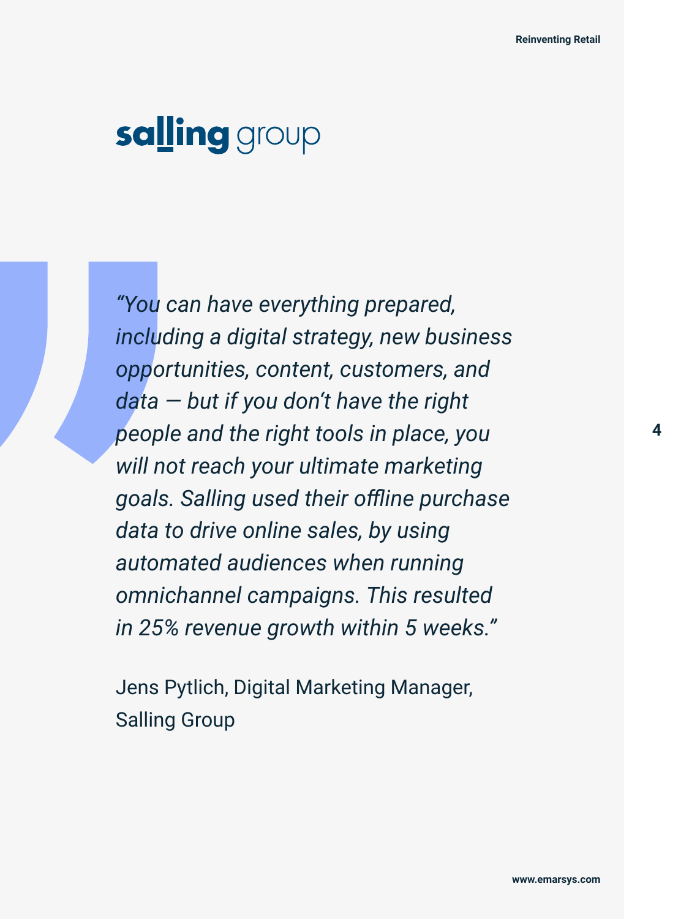salling group

*"You can have everything prepared, including a digital strategy, new business opportunities, content, customers, and data — but if you don't have the right people and the right tools in place, you will not reach your ultimate marketing goals. Salling used their offline purchase data to drive online sales, by using automated audiences when running omnichannel campaigns. This resulted in 25% revenue growth within 5 weeks."*

Jens Pytlich, Digital Marketing Manager, Salling Group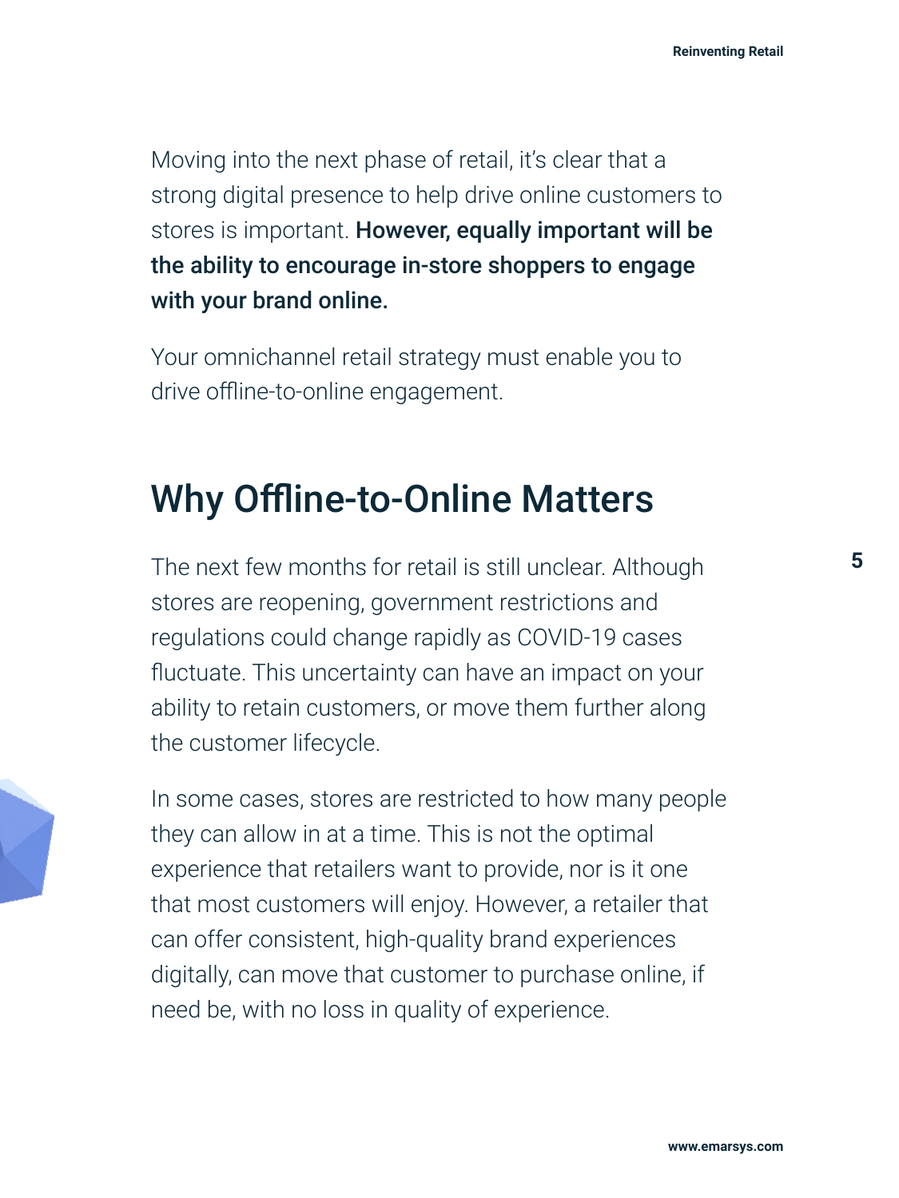Moving into the next phase of retail, it's clear that a strong digital presence to help drive online customers to stores is important. **However, equally important will be the ability to encourage in-store shoppers to engage with your brand online.**

Your omnichannel retail strategy must enable you to drive offline-to-online engagement.

## Why Offline-to-Online Matters

The next few months for retail is still unclear. Although stores are reopening, government restrictions and regulations could change rapidly as COVID-19 cases fluctuate. This uncertainty can have an impact on your ability to retain customers, or move them further along the customer lifecycle.

In some cases, stores are restricted to how many people they can allow in at a time. This is not the optimal experience that retailers want to provide, nor is it one that most customers will enjoy. However, a retailer that can offer consistent, high-quality brand experiences digitally, can move that customer to purchase online, if need be, with no loss in quality of experience.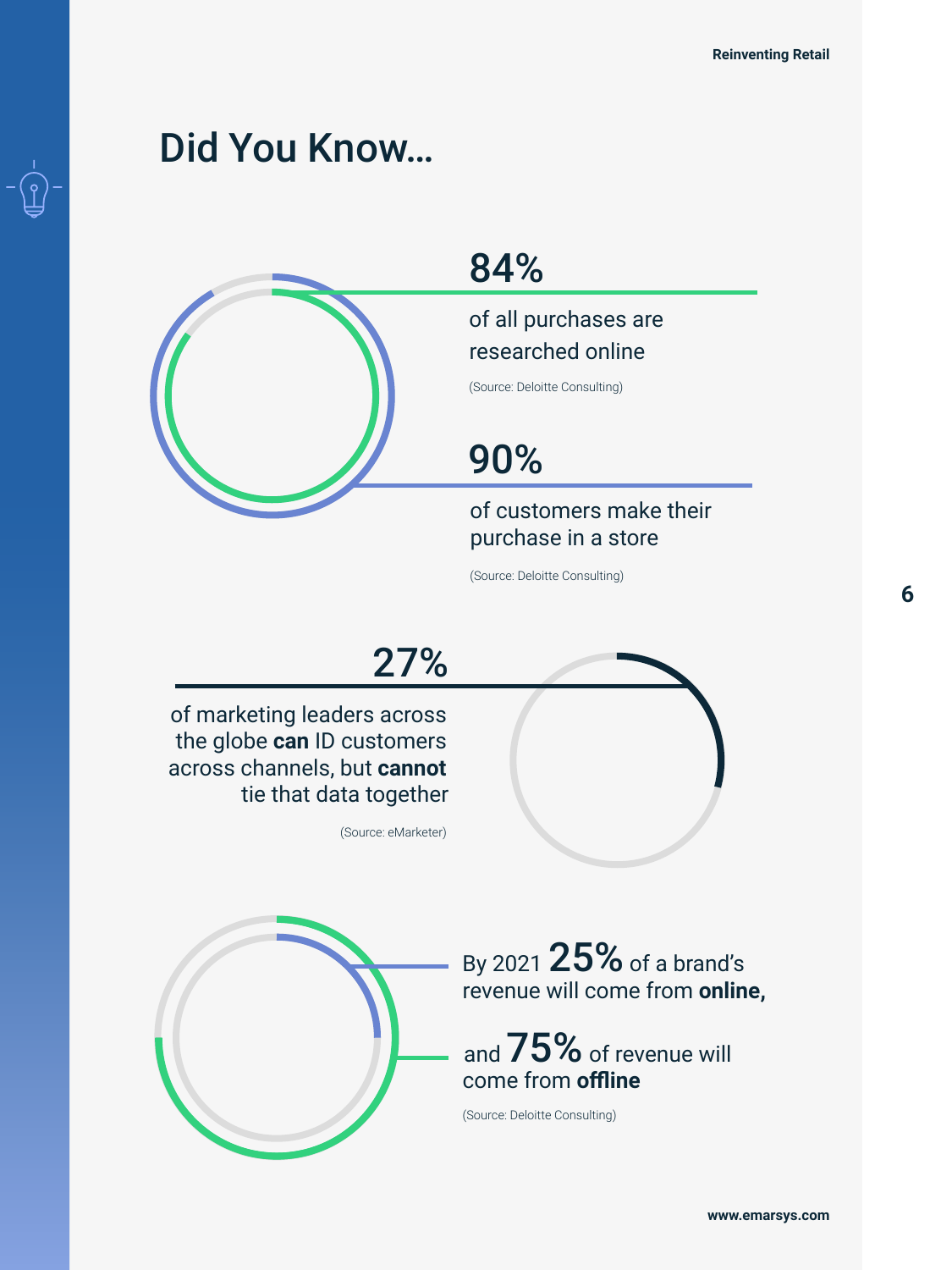# Did You Know...

**84%**

of all purchases are researched online

(Source: Deloitte Consulting)

**90%**

of customers make their purchase in a store

(Source: Deloitte Consulting)

**27%**

of marketing leaders across the globe **can** ID customers across channels, but **cannot** tie that data together

(Source: eMarketer)

By 2021 **25%** of a brand's revenue will come from **online,**

and **75%** of revenue will come from **offline**

(Source: Deloitte Consulting)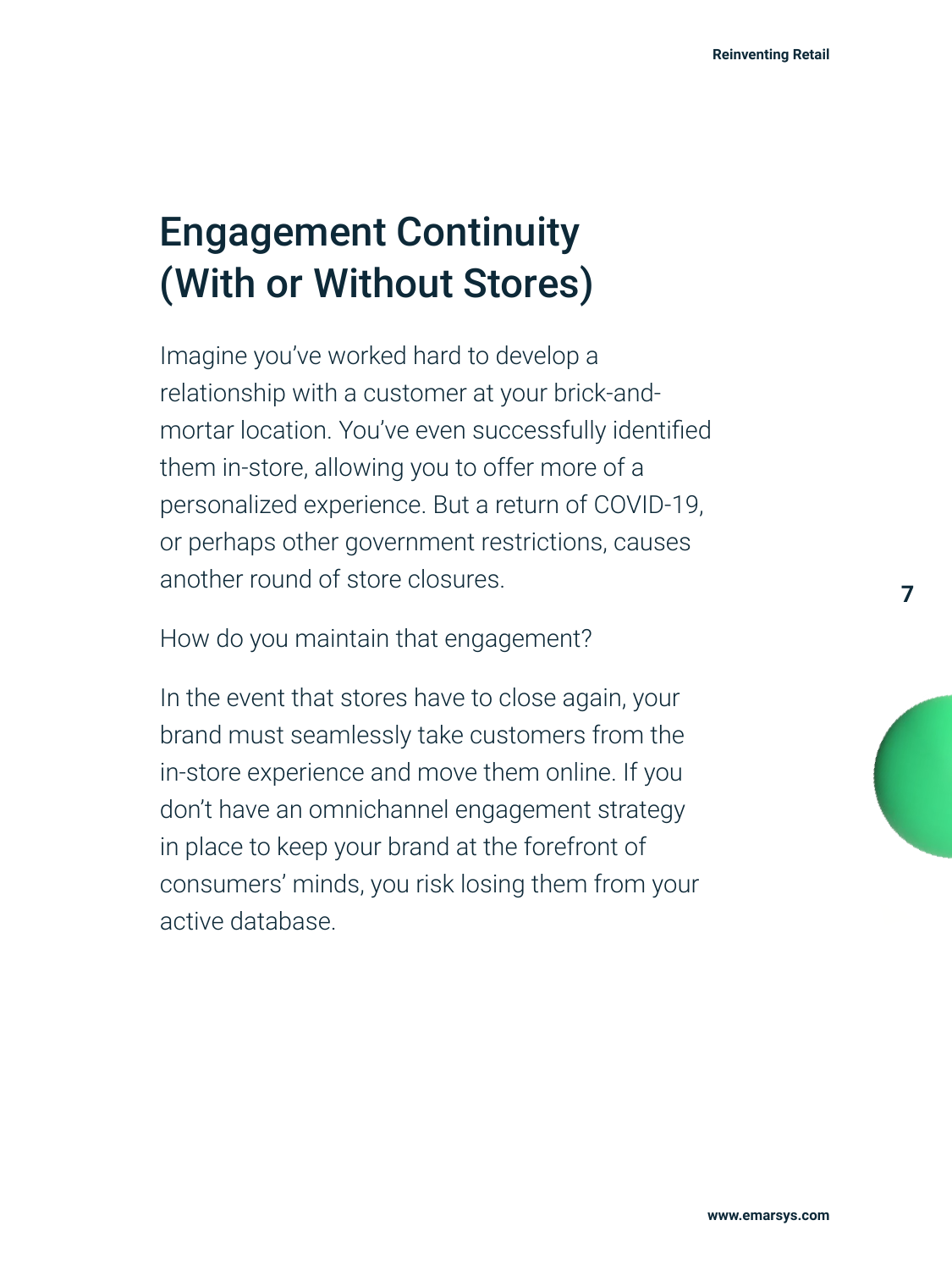# Engagement Continuity (With or Without Stores)

Imagine you've worked hard to develop a relationship with a customer at your brick-and-mortar location. You've even successfully identified them in-store, allowing you to offer more of a personalized experience. But a return of COVID-19, or perhaps other government restrictions, causes another round of store closures.

How do you maintain that engagement?

In the event that stores have to close again, your brand must seamlessly take customers from the in-store experience and move them online. If you don't have an omnichannel engagement strategy in place to keep your brand at the forefront of consumers' minds, you risk losing them from your active database.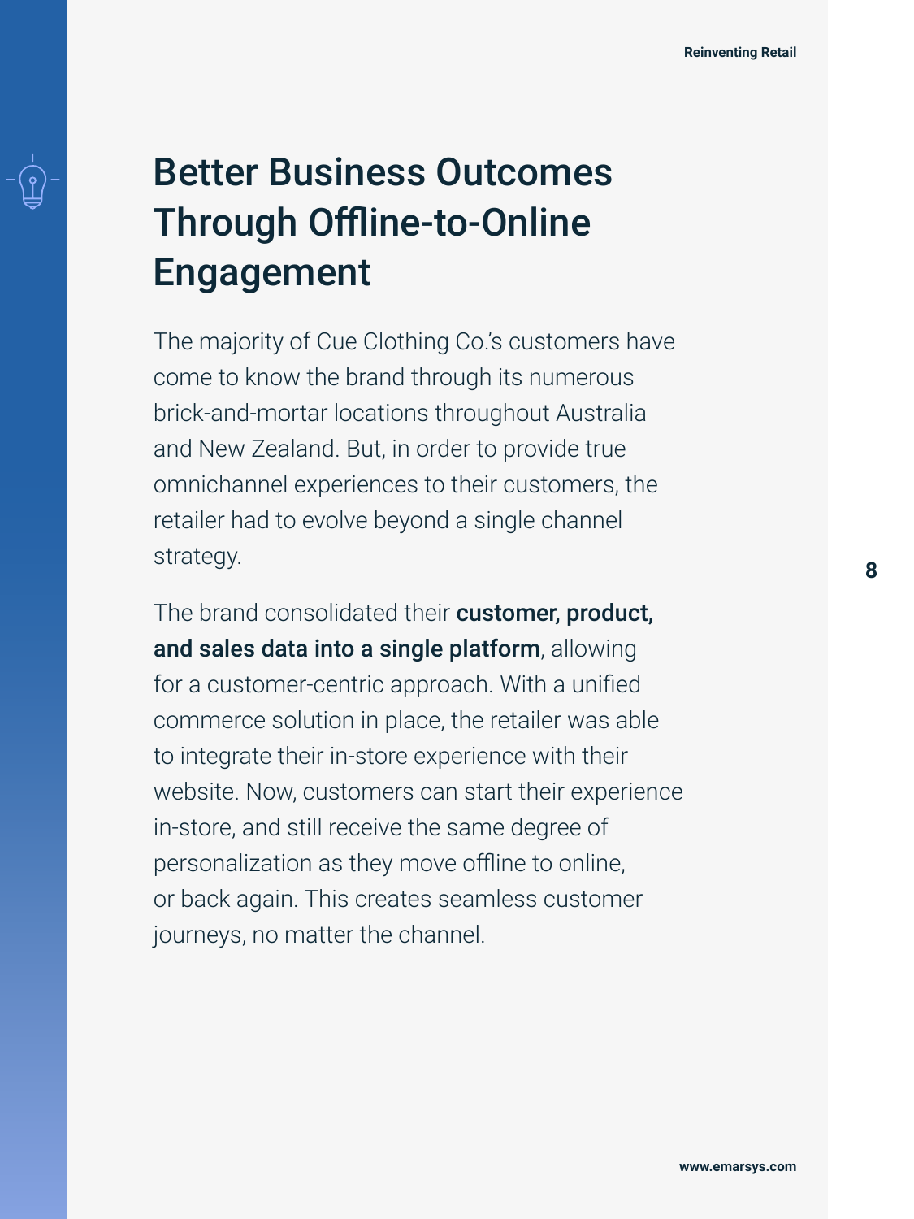# Better Business Outcomes Through Offline-to-Online Engagement

The majority of Cue Clothing Co.'s customers have come to know the brand through its numerous brick-and-mortar locations throughout Australia and New Zealand. But, in order to provide true omnichannel experiences to their customers, the retailer had to evolve beyond a single channel strategy.

The brand consolidated their **customer, product, and sales data into a single platform**, allowing for a customer-centric approach. With a unified commerce solution in place, the retailer was able to integrate their in-store experience with their website. Now, customers can start their experience in-store, and still receive the same degree of personalization as they move offline to online, or back again. This creates seamless customer journeys, no matter the channel.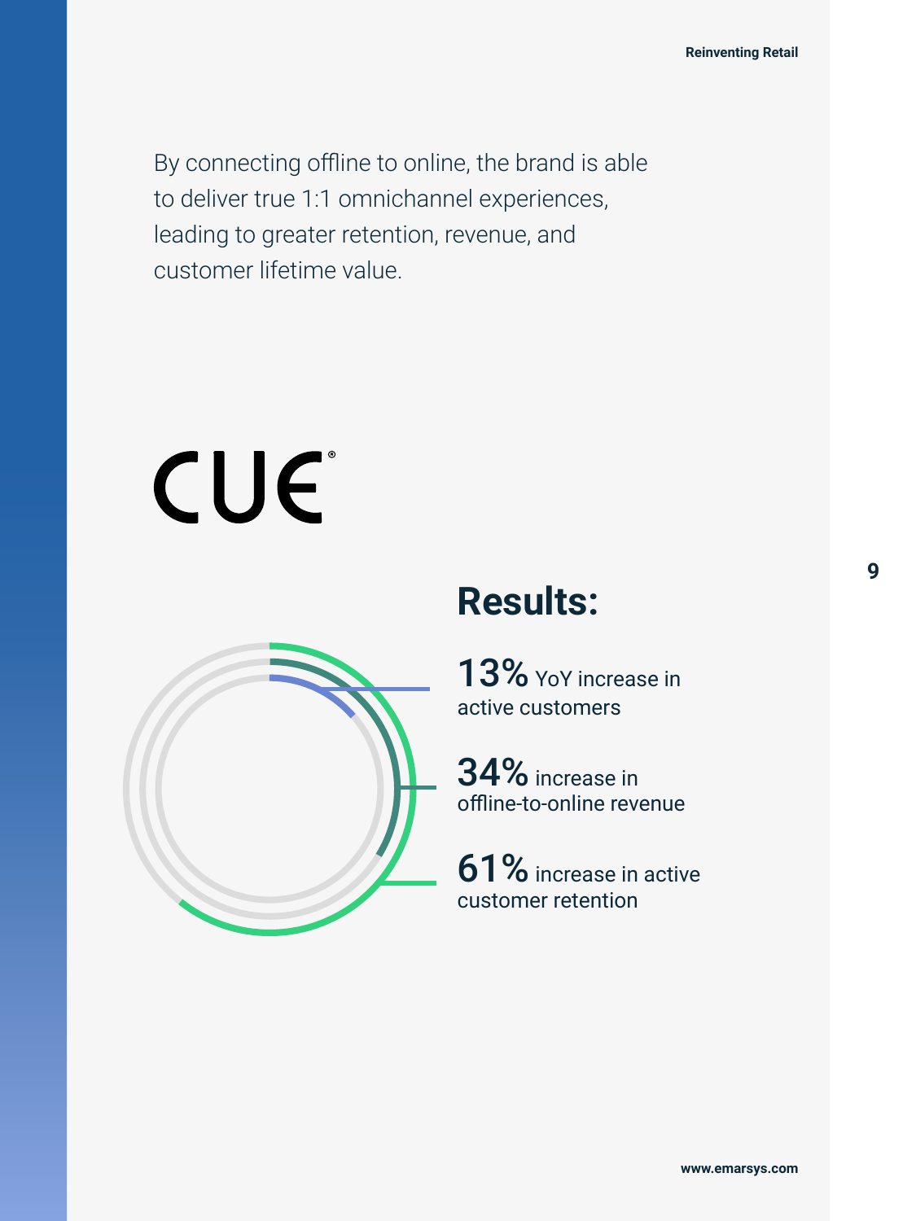By connecting offline to online, the brand is able to deliver true 1:1 omnichannel experiences, leading to greater retention, revenue, and customer lifetime value.

CUE®

## Results:

**13%** YoY increase in active customers

**34%** increase in offline-to-online revenue

**61%** increase in active customer retention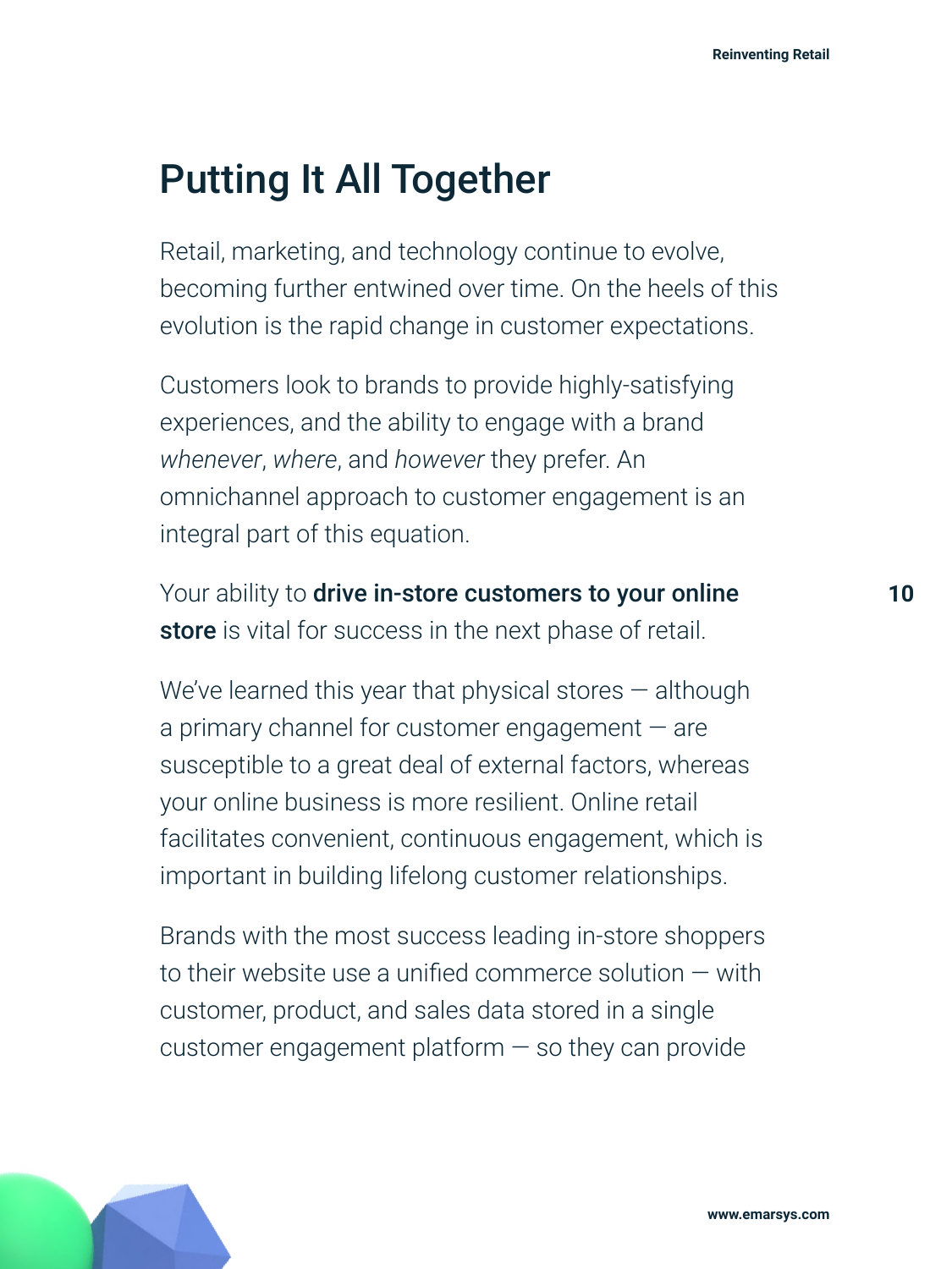# Putting It All Together

Retail, marketing, and technology continue to evolve, becoming further entwined over time. On the heels of this evolution is the rapid change in customer expectations.

Customers look to brands to provide highly-satisfying experiences, and the ability to engage with a brand *whenever*, *where*, and *however* they prefer. An omnichannel approach to customer engagement is an integral part of this equation.

Your ability to **drive in-store customers to your online store** is vital for success in the next phase of retail.

We've learned this year that physical stores — although a primary channel for customer engagement — are susceptible to a great deal of external factors, whereas your online business is more resilient. Online retail facilitates convenient, continuous engagement, which is important in building lifelong customer relationships.

Brands with the most success leading in-store shoppers to their website use a unified commerce solution — with customer, product, and sales data stored in a single customer engagement platform — so they can provide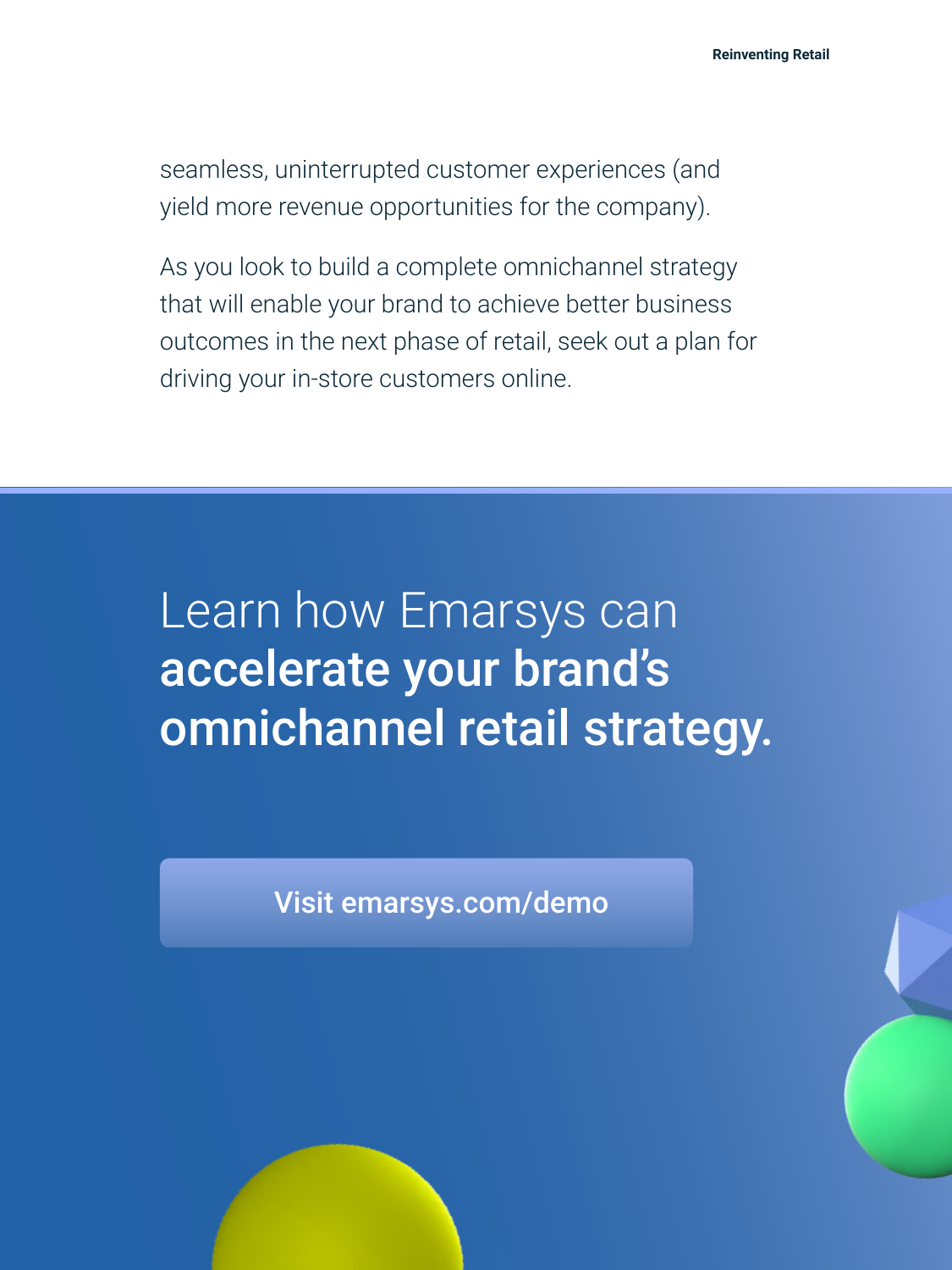seamless, uninterrupted customer experiences (and yield more revenue opportunities for the company).

As you look to build a complete omnichannel strategy that will enable your brand to achieve better business outcomes in the next phase of retail, seek out a plan for driving your in-store customers online.

## Learn how Emarsys can **accelerate your brand's omnichannel retail strategy.**

**Visit emarsys.com/demo**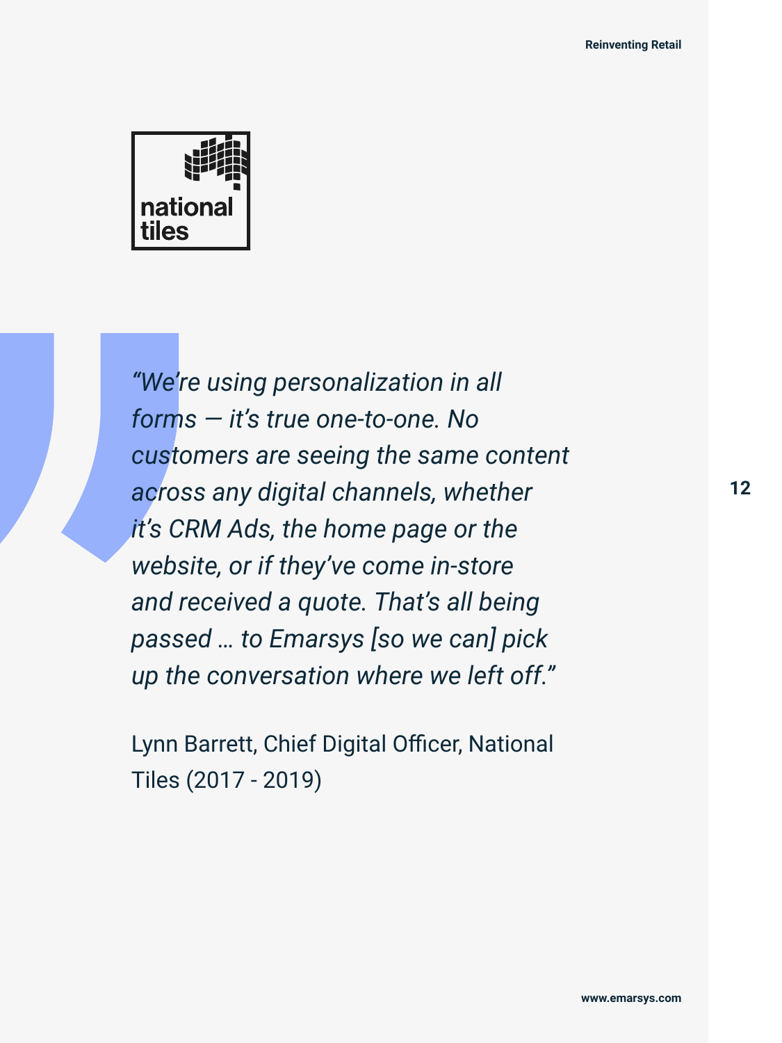national tiles

*"We're using personalization in all forms — it's true one-to-one. No customers are seeing the same content across any digital channels, whether it's CRM Ads, the home page or the website, or if they've come in-store and received a quote. That's all being passed … to Emarsys [so we can] pick up the conversation where we left off."*

Lynn Barrett, Chief Digital Officer, National Tiles (2017 - 2019)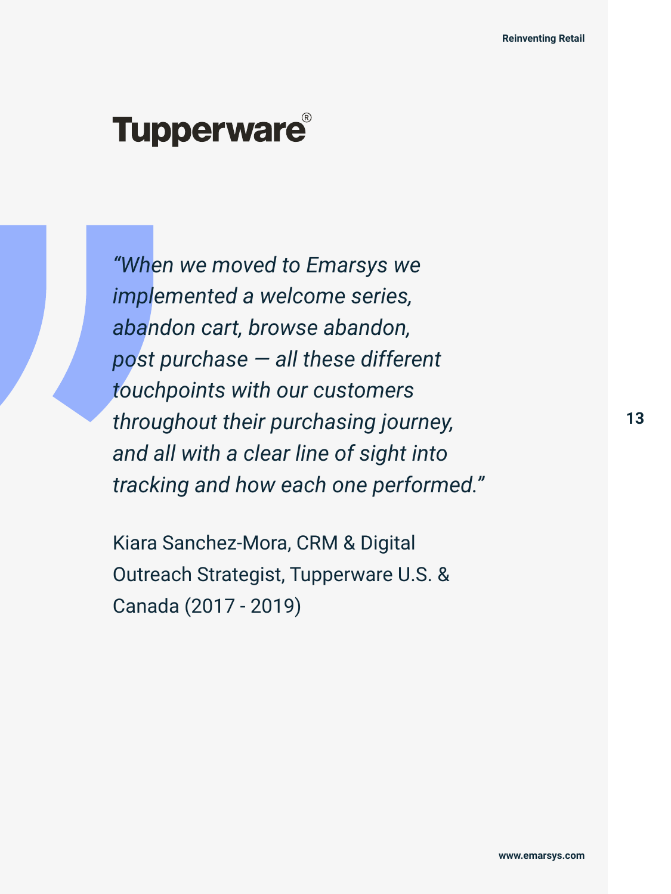# Tupperware®

*"When we moved to Emarsys we implemented a welcome series, abandon cart, browse abandon, post purchase — all these different touchpoints with our customers throughout their purchasing journey, and all with a clear line of sight into tracking and how each one performed."*

Kiara Sanchez-Mora, CRM & Digital Outreach Strategist, Tupperware U.S. & Canada (2017 - 2019)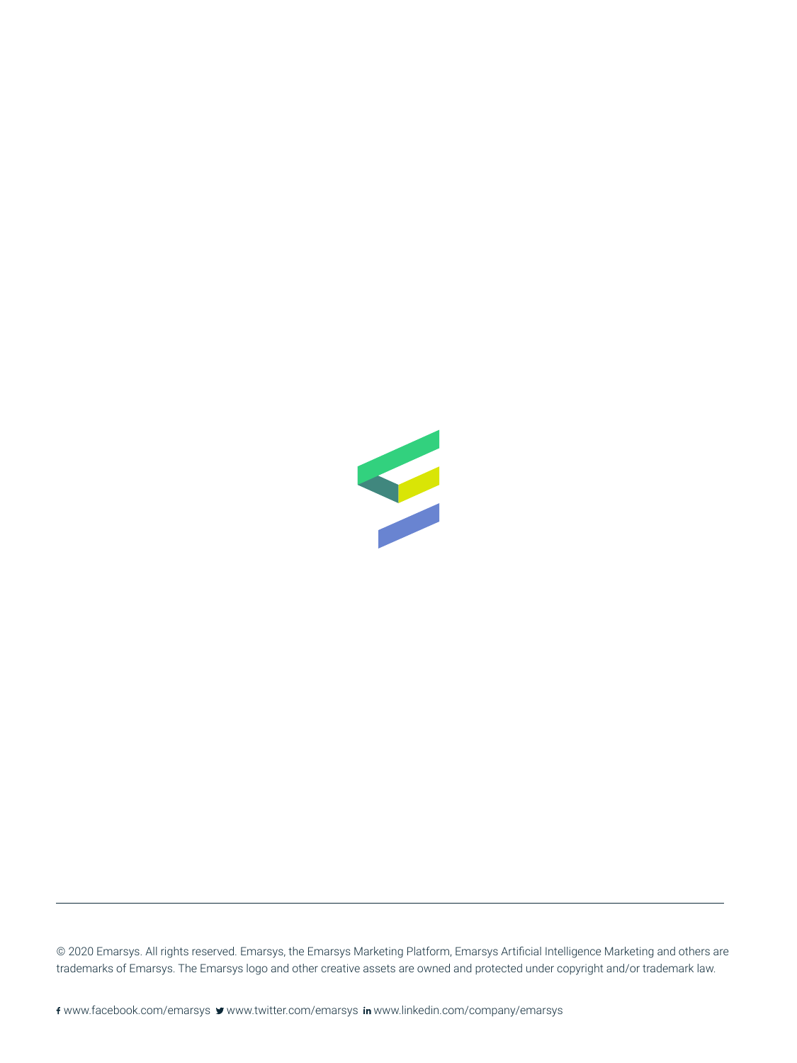© 2020 Emarsys. All rights reserved. Emarsys, the Emarsys Marketing Platform, Emarsys Artificial Intelligence Marketing and others are trademarks of Emarsys. The Emarsys logo and other creative assets are owned and protected under copyright and/or trademark law.

www.facebook.com/emarsys www.twitter.com/emarsys www.linkedin.com/company/emarsys